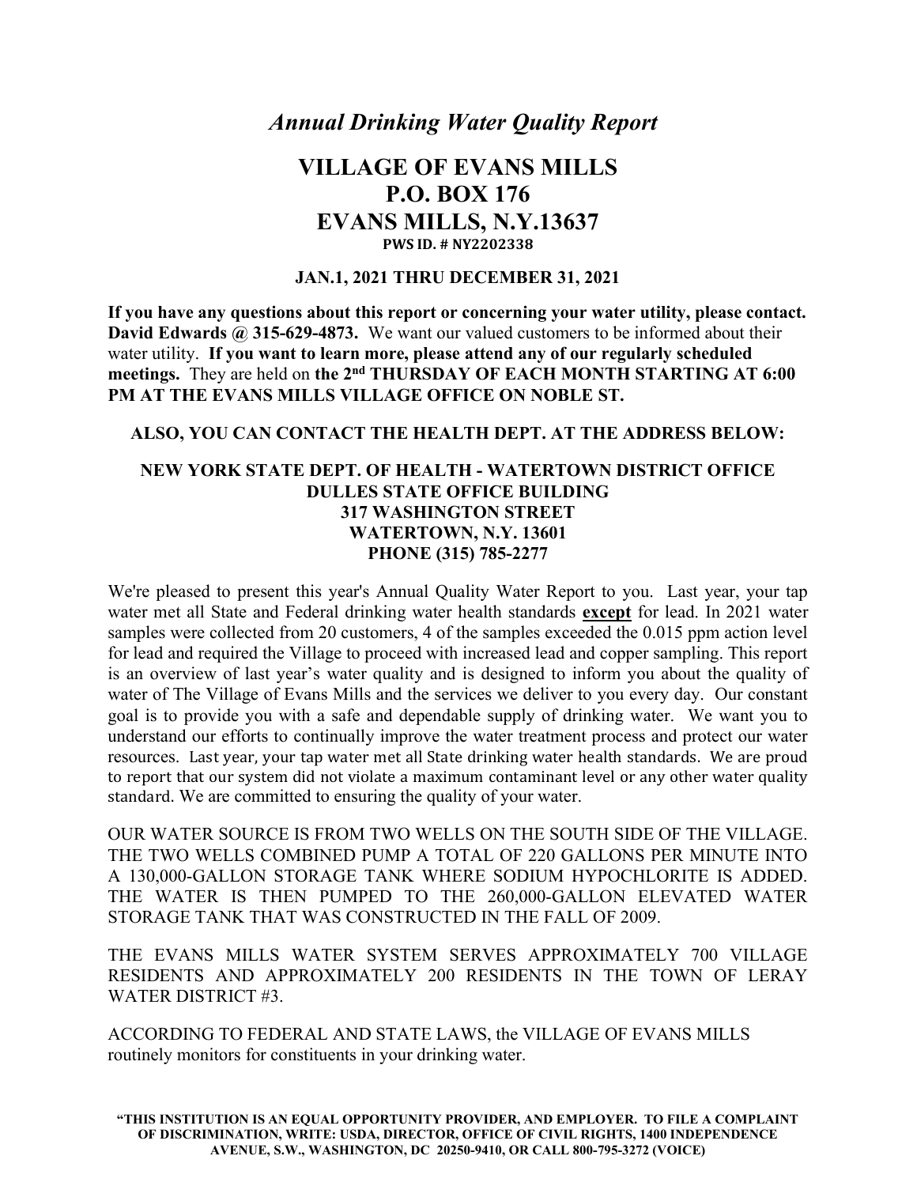# *Annual Drinking Water Quality Report*

## VILLAGE OF EVANS MILLS
## P.O. BOX 176
## EVANS MILLS, N.Y.13637

**PWS ID. # NY2202338**

**JAN.1, 2021 THRU DECEMBER 31, 2021**

**If you have any questions about this report or concerning your water utility, please contact. David Edwards @ 315-629-4873.** We want our valued customers to be informed about their water utility. **If you want to learn more, please attend any of our regularly scheduled meetings.** They are held on **the 2nd THURSDAY OF EACH MONTH STARTING AT 6:00 PM AT THE EVANS MILLS VILLAGE OFFICE ON NOBLE ST.**

**ALSO, YOU CAN CONTACT THE HEALTH DEPT. AT THE ADDRESS BELOW:**

**NEW YORK STATE DEPT. OF HEALTH - WATERTOWN DISTRICT OFFICE**
**DULLES STATE OFFICE BUILDING**
**317 WASHINGTON STREET**
**WATERTOWN, N.Y. 13601**
**PHONE (315) 785-2277**

We're pleased to present this year's Annual Quality Water Report to you. Last year, your tap water met all State and Federal drinking water health standards **except** for lead. In 2021 water samples were collected from 20 customers, 4 of the samples exceeded the 0.015 ppm action level for lead and required the Village to proceed with increased lead and copper sampling. This report is an overview of last year's water quality and is designed to inform you about the quality of water of The Village of Evans Mills and the services we deliver to you every day. Our constant goal is to provide you with a safe and dependable supply of drinking water. We want you to understand our efforts to continually improve the water treatment process and protect our water resources. Last year, your tap water met all State drinking water health standards. We are proud to report that our system did not violate a maximum contaminant level or any other water quality standard. We are committed to ensuring the quality of your water.

OUR WATER SOURCE IS FROM TWO WELLS ON THE SOUTH SIDE OF THE VILLAGE. THE TWO WELLS COMBINED PUMP A TOTAL OF 220 GALLONS PER MINUTE INTO A 130,000-GALLON STORAGE TANK WHERE SODIUM HYPOCHLORITE IS ADDED. THE WATER IS THEN PUMPED TO THE 260,000-GALLON ELEVATED WATER STORAGE TANK THAT WAS CONSTRUCTED IN THE FALL OF 2009.

THE EVANS MILLS WATER SYSTEM SERVES APPROXIMATELY 700 VILLAGE RESIDENTS AND APPROXIMATELY 200 RESIDENTS IN THE TOWN OF LERAY WATER DISTRICT #3.

ACCORDING TO FEDERAL AND STATE LAWS, the VILLAGE OF EVANS MILLS routinely monitors for constituents in your drinking water.

**"THIS INSTITUTION IS AN EQUAL OPPORTUNITY PROVIDER, AND EMPLOYER. TO FILE A COMPLAINT OF DISCRIMINATION, WRITE: USDA, DIRECTOR, OFFICE OF CIVIL RIGHTS, 1400 INDEPENDENCE AVENUE, S.W., WASHINGTON, DC 20250-9410, OR CALL 800-795-3272 (VOICE)**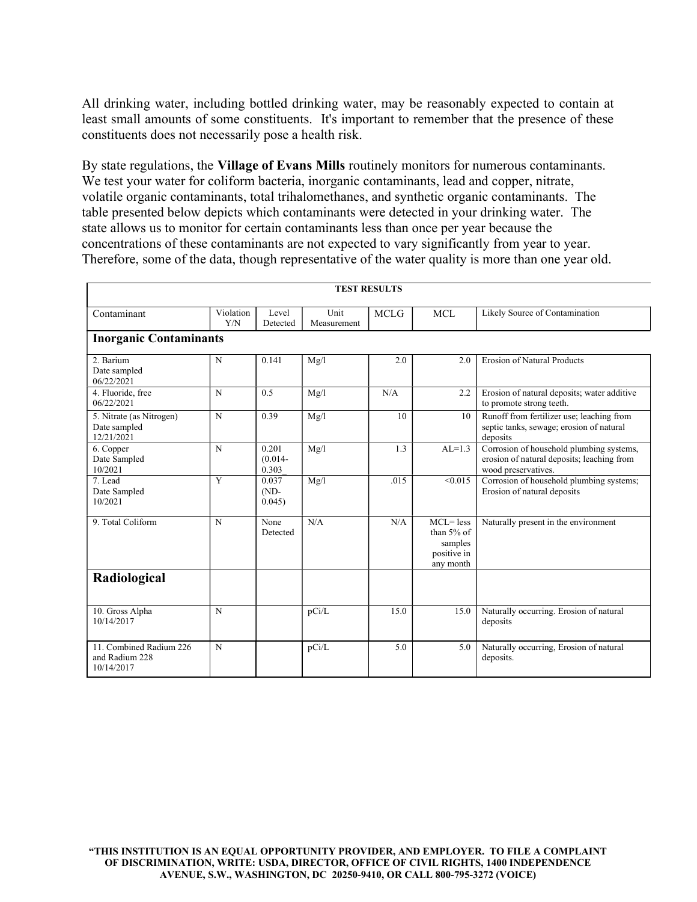All drinking water, including bottled drinking water, may be reasonably expected to contain at least small amounts of some constituents. It's important to remember that the presence of these constituents does not necessarily pose a health risk.

By state regulations, the **Village of Evans Mills** routinely monitors for numerous contaminants. We test your water for coliform bacteria, inorganic contaminants, lead and copper, nitrate, volatile organic contaminants, total trihalomethanes, and synthetic organic contaminants. The table presented below depicts which contaminants were detected in your drinking water. The state allows us to monitor for certain contaminants less than once per year because the concentrations of these contaminants are not expected to vary significantly from year to year. Therefore, some of the data, though representative of the water quality is more than one year old.

**TEST RESULTS**

| Contaminant | Violation Y/N | Level Detected | Unit Measurement | MCLG | MCL | Likely Source of Contamination |
|---|---|---|---|---|---|---|
| **Inorganic Contaminants** | | | | | | |
| 2. Barium Date sampled 06/22/2021 | N | 0.141 | Mg/l | 2.0 | 2.0 | Erosion of Natural Products |
| 4. Fluoride, free 06/22/2021 | N | 0.5 | Mg/l | N/A | 2.2 | Erosion of natural deposits; water additive to promote strong teeth. |
| 5. Nitrate (as Nitrogen) Date sampled 12/21/2021 | N | 0.39 | Mg/l | 10 | 10 | Runoff from fertilizer use; leaching from septic tanks, sewage; erosion of natural deposits |
| 6. Copper Date Sampled 10/2021 | N | 0.201 (0.014-0.303_ | Mg/l | 1.3 | AL=1.3 | Corrosion of household plumbing systems, erosion of natural deposits; leaching from wood preservatives. |
| 7. Lead Date Sampled 10/2021 | Y | 0.037 (ND-0.045) | Mg/l | .015 | <0.015 | Corrosion of household plumbing systems; Erosion of natural deposits |
| 9. Total Coliform | N | None Detected | N/A | N/A | MCL= less than 5% of samples positive in any month | Naturally present in the environment |
| **Radiological** | | | | | | |
| 10. Gross Alpha 10/14/2017 | N | | pCi/L | 15.0 | 15.0 | Naturally occurring. Erosion of natural deposits |
| 11. Combined Radium 226 and Radium 228 10/14/2017 | N | | pCi/L | 5.0 | 5.0 | Naturally occurring, Erosion of natural deposits. |

**"THIS INSTITUTION IS AN EQUAL OPPORTUNITY PROVIDER, AND EMPLOYER. TO FILE A COMPLAINT OF DISCRIMINATION, WRITE: USDA, DIRECTOR, OFFICE OF CIVIL RIGHTS, 1400 INDEPENDENCE AVENUE, S.W., WASHINGTON, DC 20250-9410, OR CALL 800-795-3272 (VOICE)**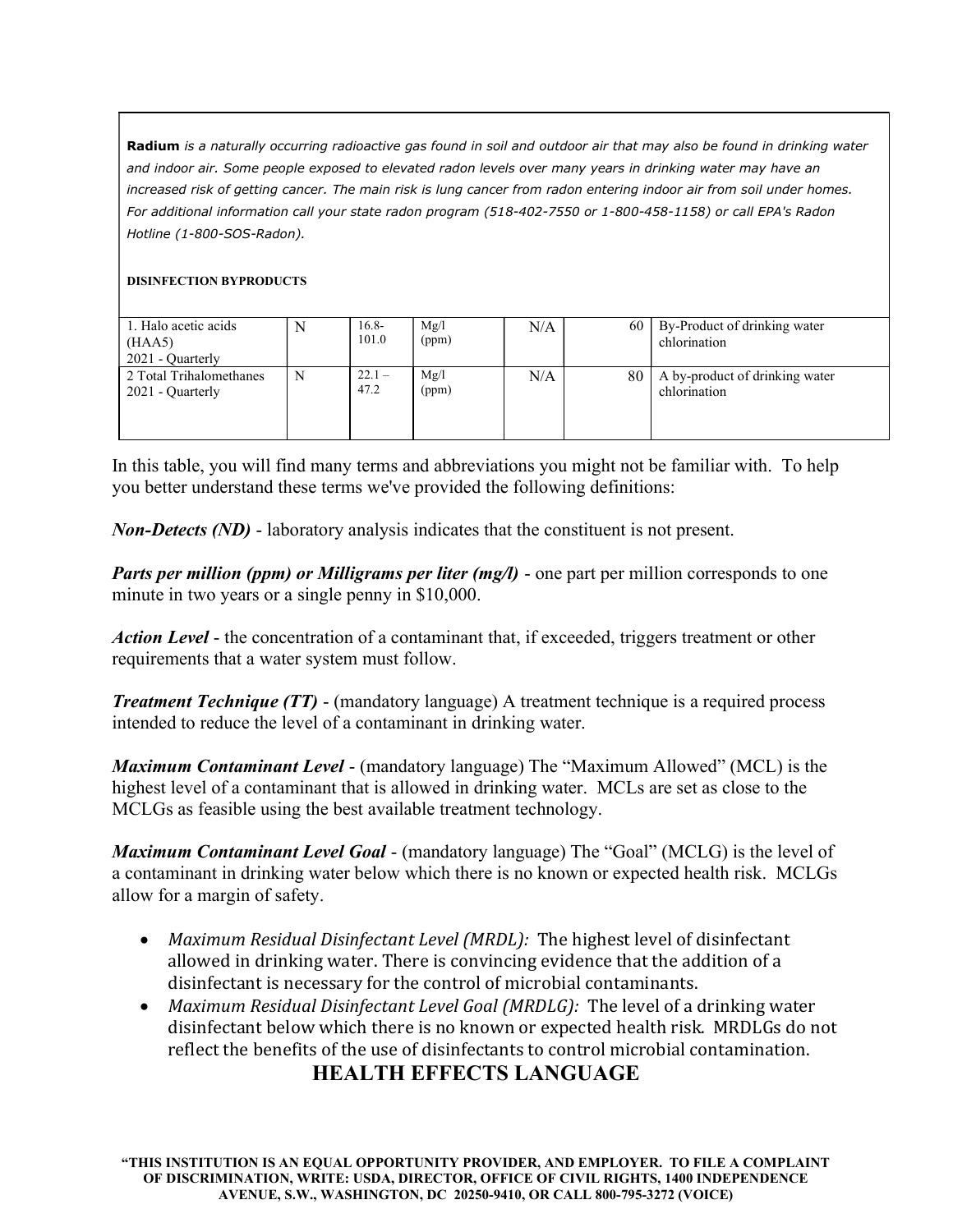**Radium** *is a naturally occurring radioactive gas found in soil and outdoor air that may also be found in drinking water and indoor air. Some people exposed to elevated radon levels over many years in drinking water may have an increased risk of getting cancer. The main risk is lung cancer from radon entering indoor air from soil under homes. For additional information call your state radon program (518-402-7550 or 1-800-458-1158) or call EPA's Radon Hotline (1-800-SOS-Radon).*

**DISINFECTION BYPRODUCTS**

| | | | | | | |
|---|---|---|---|---|---|---|
| 1. Halo acetic acids (HAA5) 2021 - Quarterly | N | 16.8-101.0 | Mg/l (ppm) | N/A | 60 | By-Product of drinking water chlorination |
| 2 Total Trihalomethanes 2021 - Quarterly | N | 22.1 – 47.2 | Mg/l (ppm) | N/A | 80 | A by-product of drinking water chlorination |

In this table, you will find many terms and abbreviations you might not be familiar with. To help you better understand these terms we've provided the following definitions:

***Non-Detects (ND)*** - laboratory analysis indicates that the constituent is not present.

***Parts per million (ppm) or Milligrams per liter (mg/l)*** - one part per million corresponds to one minute in two years or a single penny in $10,000.

***Action Level*** - the concentration of a contaminant that, if exceeded, triggers treatment or other requirements that a water system must follow.

***Treatment Technique (TT)*** - (mandatory language) A treatment technique is a required process intended to reduce the level of a contaminant in drinking water.

***Maximum Contaminant Level*** - (mandatory language) The "Maximum Allowed" (MCL) is the highest level of a contaminant that is allowed in drinking water. MCLs are set as close to the MCLGs as feasible using the best available treatment technology.

***Maximum Contaminant Level Goal*** - (mandatory language) The "Goal" (MCLG) is the level of a contaminant in drinking water below which there is no known or expected health risk. MCLGs allow for a margin of safety.

- *Maximum Residual Disinfectant Level (MRDL):* The highest level of disinfectant allowed in drinking water. There is convincing evidence that the addition of a disinfectant is necessary for the control of microbial contaminants.
- *Maximum Residual Disinfectant Level Goal (MRDLG):* The level of a drinking water disinfectant below which there is no known or expected health risk. MRDLGs do not reflect the benefits of the use of disinfectants to control microbial contamination.

## HEALTH EFFECTS LANGUAGE

**"THIS INSTITUTION IS AN EQUAL OPPORTUNITY PROVIDER, AND EMPLOYER. TO FILE A COMPLAINT OF DISCRIMINATION, WRITE: USDA, DIRECTOR, OFFICE OF CIVIL RIGHTS, 1400 INDEPENDENCE AVENUE, S.W., WASHINGTON, DC 20250-9410, OR CALL 800-795-3272 (VOICE)**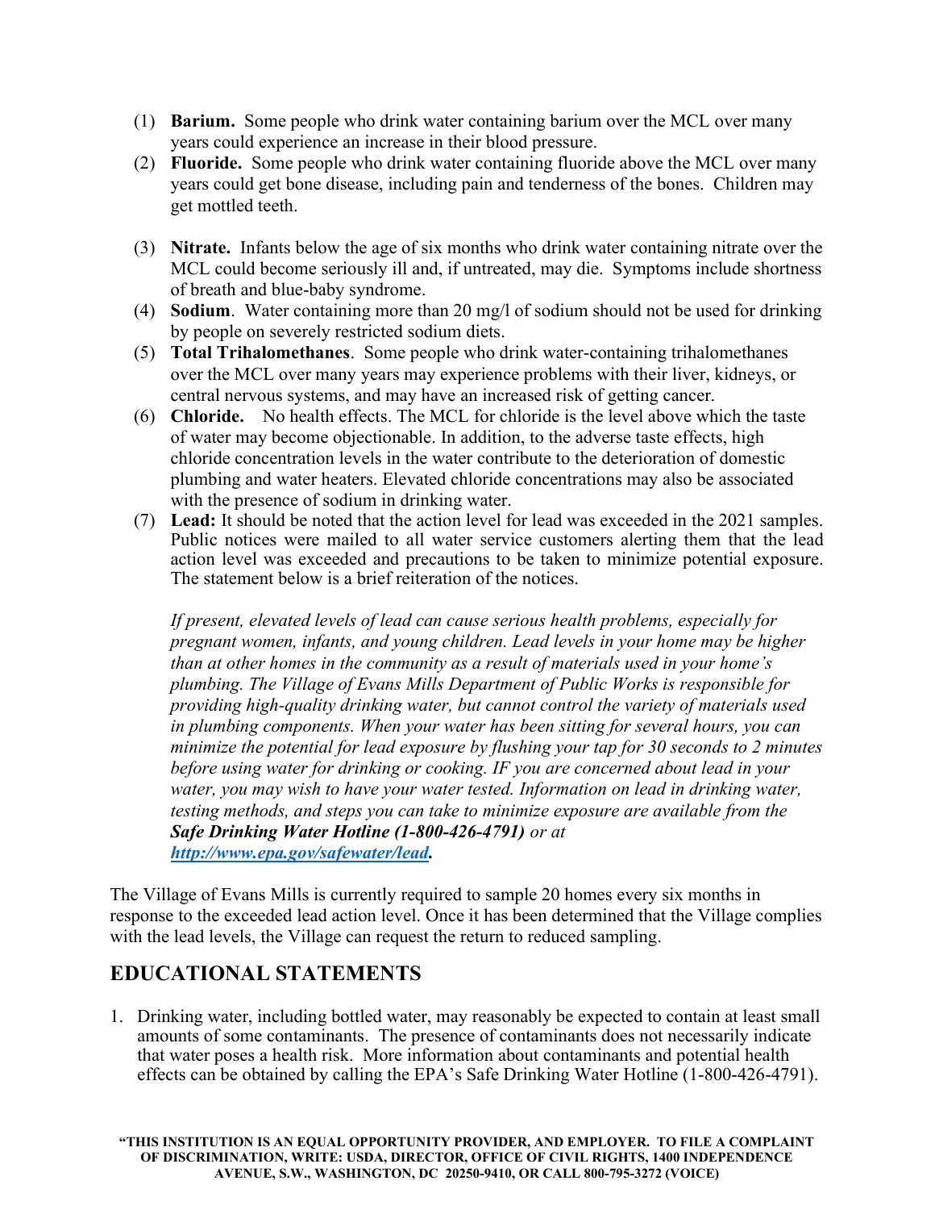(1) **Barium.** Some people who drink water containing barium over the MCL over many years could experience an increase in their blood pressure.
(2) **Fluoride.** Some people who drink water containing fluoride above the MCL over many years could get bone disease, including pain and tenderness of the bones. Children may get mottled teeth.
(3) **Nitrate.** Infants below the age of six months who drink water containing nitrate over the MCL could become seriously ill and, if untreated, may die. Symptoms include shortness of breath and blue-baby syndrome.
(4) **Sodium**. Water containing more than 20 mg/l of sodium should not be used for drinking by people on severely restricted sodium diets.
(5) **Total Trihalomethanes**. Some people who drink water-containing trihalomethanes over the MCL over many years may experience problems with their liver, kidneys, or central nervous systems, and may have an increased risk of getting cancer.
(6) **Chloride.** No health effects. The MCL for chloride is the level above which the taste of water may become objectionable. In addition, to the adverse taste effects, high chloride concentration levels in the water contribute to the deterioration of domestic plumbing and water heaters. Elevated chloride concentrations may also be associated with the presence of sodium in drinking water.
(7) **Lead:** It should be noted that the action level for lead was exceeded in the 2021 samples. Public notices were mailed to all water service customers alerting them that the lead action level was exceeded and precautions to be taken to minimize potential exposure. The statement below is a brief reiteration of the notices.

    *If present, elevated levels of lead can cause serious health problems, especially for pregnant women, infants, and young children. Lead levels in your home may be higher than at other homes in the community as a result of materials used in your home's plumbing. The Village of Evans Mills Department of Public Works is responsible for providing high-quality drinking water, but cannot control the variety of materials used in plumbing components. When your water has been sitting for several hours, you can minimize the potential for lead exposure by flushing your tap for 30 seconds to 2 minutes before using water for drinking or cooking. IF you are concerned about lead in your water, you may wish to have your water tested. Information on lead in drinking water, testing methods, and steps you can take to minimize exposure are available from the* ***Safe Drinking Water Hotline (1-800-426-4791)*** *or at* ***http://www.epa.gov/safewater/lead.***

The Village of Evans Mills is currently required to sample 20 homes every six months in response to the exceeded lead action level. Once it has been determined that the Village complies with the lead levels, the Village can request the return to reduced sampling.

## EDUCATIONAL STATEMENTS

1. Drinking water, including bottled water, may reasonably be expected to contain at least small amounts of some contaminants. The presence of contaminants does not necessarily indicate that water poses a health risk. More information about contaminants and potential health effects can be obtained by calling the EPA's Safe Drinking Water Hotline (1-800-426-4791).

**"THIS INSTITUTION IS AN EQUAL OPPORTUNITY PROVIDER, AND EMPLOYER. TO FILE A COMPLAINT OF DISCRIMINATION, WRITE: USDA, DIRECTOR, OFFICE OF CIVIL RIGHTS, 1400 INDEPENDENCE AVENUE, S.W., WASHINGTON, DC 20250-9410, OR CALL 800-795-3272 (VOICE)**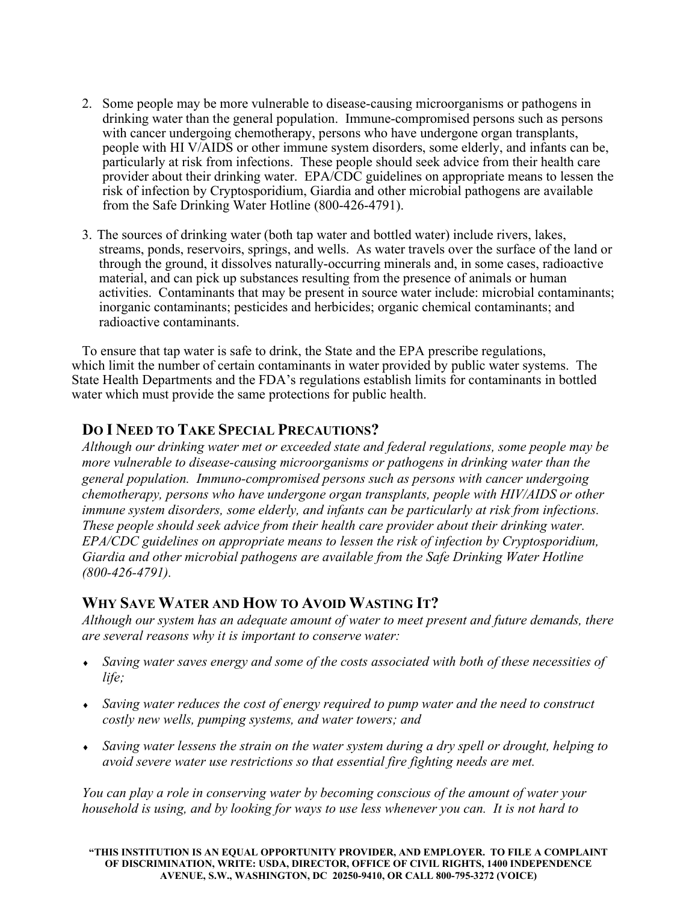2. Some people may be more vulnerable to disease-causing microorganisms or pathogens in drinking water than the general population. Immune-compromised persons such as persons with cancer undergoing chemotherapy, persons who have undergone organ transplants, people with HI V/AIDS or other immune system disorders, some elderly, and infants can be, particularly at risk from infections. These people should seek advice from their health care provider about their drinking water. EPA/CDC guidelines on appropriate means to lessen the risk of infection by Cryptosporidium, Giardia and other microbial pathogens are available from the Safe Drinking Water Hotline (800-426-4791).

3. The sources of drinking water (both tap water and bottled water) include rivers, lakes, streams, ponds, reservoirs, springs, and wells. As water travels over the surface of the land or through the ground, it dissolves naturally-occurring minerals and, in some cases, radioactive material, and can pick up substances resulting from the presence of animals or human activities. Contaminants that may be present in source water include: microbial contaminants; inorganic contaminants; pesticides and herbicides; organic chemical contaminants; and radioactive contaminants.

To ensure that tap water is safe to drink, the State and the EPA prescribe regulations, which limit the number of certain contaminants in water provided by public water systems. The State Health Departments and the FDA's regulations establish limits for contaminants in bottled water which must provide the same protections for public health.

## DO I NEED TO TAKE SPECIAL PRECAUTIONS?

*Although our drinking water met or exceeded state and federal regulations, some people may be more vulnerable to disease-causing microorganisms or pathogens in drinking water than the general population. Immuno-compromised persons such as persons with cancer undergoing chemotherapy, persons who have undergone organ transplants, people with HIV/AIDS or other immune system disorders, some elderly, and infants can be particularly at risk from infections. These people should seek advice from their health care provider about their drinking water. EPA/CDC guidelines on appropriate means to lessen the risk of infection by Cryptosporidium, Giardia and other microbial pathogens are available from the Safe Drinking Water Hotline (800-426-4791).*

## WHY SAVE WATER AND HOW TO AVOID WASTING IT?

*Although our system has an adequate amount of water to meet present and future demands, there are several reasons why it is important to conserve water:*

- *Saving water saves energy and some of the costs associated with both of these necessities of life;*
- *Saving water reduces the cost of energy required to pump water and the need to construct costly new wells, pumping systems, and water towers; and*
- *Saving water lessens the strain on the water system during a dry spell or drought, helping to avoid severe water use restrictions so that essential fire fighting needs are met.*

*You can play a role in conserving water by becoming conscious of the amount of water your household is using, and by looking for ways to use less whenever you can. It is not hard to*

**"THIS INSTITUTION IS AN EQUAL OPPORTUNITY PROVIDER, AND EMPLOYER. TO FILE A COMPLAINT OF DISCRIMINATION, WRITE: USDA, DIRECTOR, OFFICE OF CIVIL RIGHTS, 1400 INDEPENDENCE AVENUE, S.W., WASHINGTON, DC 20250-9410, OR CALL 800-795-3272 (VOICE)**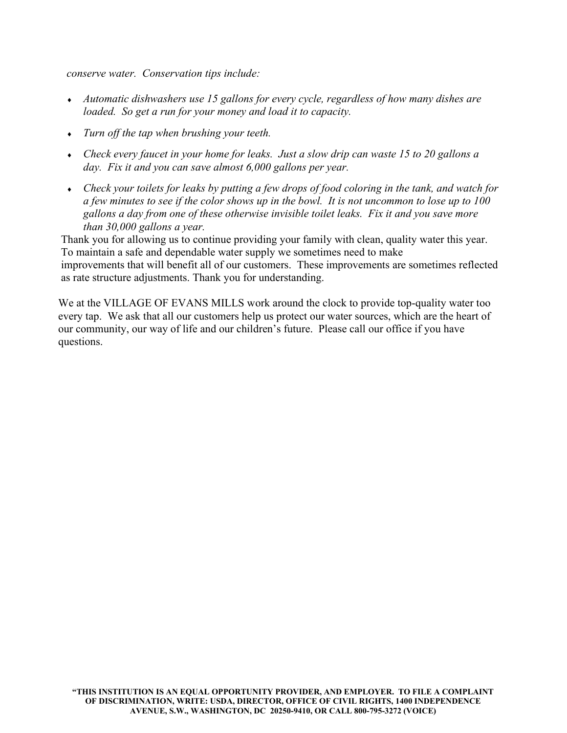*conserve water. Conservation tips include:*

- *Automatic dishwashers use 15 gallons for every cycle, regardless of how many dishes are loaded. So get a run for your money and load it to capacity.*
- *Turn off the tap when brushing your teeth.*
- *Check every faucet in your home for leaks. Just a slow drip can waste 15 to 20 gallons a day. Fix it and you can save almost 6,000 gallons per year.*
- *Check your toilets for leaks by putting a few drops of food coloring in the tank, and watch for a few minutes to see if the color shows up in the bowl. It is not uncommon to lose up to 100 gallons a day from one of these otherwise invisible toilet leaks. Fix it and you save more than 30,000 gallons a year.*

Thank you for allowing us to continue providing your family with clean, quality water this year. To maintain a safe and dependable water supply we sometimes need to make improvements that will benefit all of our customers. These improvements are sometimes reflected as rate structure adjustments. Thank you for understanding.

We at the VILLAGE OF EVANS MILLS work around the clock to provide top-quality water too every tap. We ask that all our customers help us protect our water sources, which are the heart of our community, our way of life and our children's future. Please call our office if you have questions.

**"THIS INSTITUTION IS AN EQUAL OPPORTUNITY PROVIDER, AND EMPLOYER. TO FILE A COMPLAINT OF DISCRIMINATION, WRITE: USDA, DIRECTOR, OFFICE OF CIVIL RIGHTS, 1400 INDEPENDENCE AVENUE, S.W., WASHINGTON, DC 20250-9410, OR CALL 800-795-3272 (VOICE)**